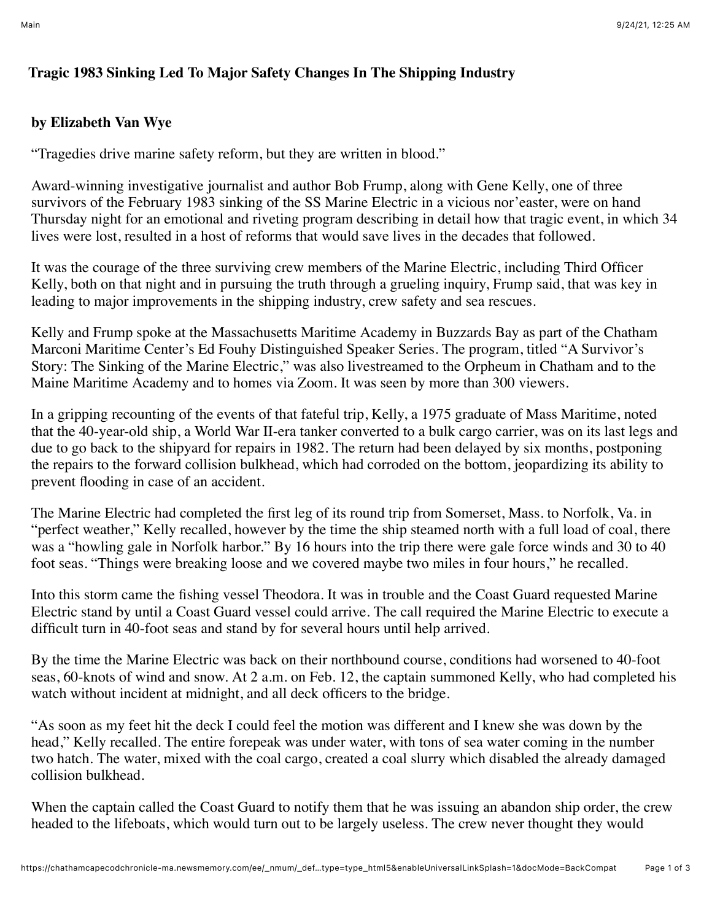# Tragic 1983 Sinking Led To Major Safety Changes In The Shipping Industry

**by Elizabeth Van Wye**

"Tragedies drive marine safety reform, but they are written in blood."

Award-winning investigative journalist and author Bob Frump, along with Gene Kelly, one of three survivors of the February 1983 sinking of the SS Marine Electric in a vicious nor'easter, were on hand Thursday night for an emotional and riveting program describing in detail how that tragic event, in which 34 lives were lost, resulted in a host of reforms that would save lives in the decades that followed.

It was the courage of the three surviving crew members of the Marine Electric, including Third Officer Kelly, both on that night and in pursuing the truth through a grueling inquiry, Frump said, that was key in leading to major improvements in the shipping industry, crew safety and sea rescues.

Kelly and Frump spoke at the Massachusetts Maritime Academy in Buzzards Bay as part of the Chatham Marconi Maritime Center's Ed Fouhy Distinguished Speaker Series. The program, titled "A Survivor's Story: The Sinking of the Marine Electric," was also livestreamed to the Orpheum in Chatham and to the Maine Maritime Academy and to homes via Zoom. It was seen by more than 300 viewers.

In a gripping recounting of the events of that fateful trip, Kelly, a 1975 graduate of Mass Maritime, noted that the 40-year-old ship, a World War II-era tanker converted to a bulk cargo carrier, was on its last legs and due to go back to the shipyard for repairs in 1982. The return had been delayed by six months, postponing the repairs to the forward collision bulkhead, which had corroded on the bottom, jeopardizing its ability to prevent flooding in case of an accident.

The Marine Electric had completed the first leg of its round trip from Somerset, Mass. to Norfolk, Va. in "perfect weather," Kelly recalled, however by the time the ship steamed north with a full load of coal, there was a "howling gale in Norfolk harbor." By 16 hours into the trip there were gale force winds and 30 to 40 foot seas. "Things were breaking loose and we covered maybe two miles in four hours," he recalled.

Into this storm came the fishing vessel Theodora. It was in trouble and the Coast Guard requested Marine Electric stand by until a Coast Guard vessel could arrive. The call required the Marine Electric to execute a difficult turn in 40-foot seas and stand by for several hours until help arrived.

By the time the Marine Electric was back on their northbound course, conditions had worsened to 40-foot seas, 60-knots of wind and snow. At 2 a.m. on Feb. 12, the captain summoned Kelly, who had completed his watch without incident at midnight, and all deck officers to the bridge.

"As soon as my feet hit the deck I could feel the motion was different and I knew she was down by the head," Kelly recalled. The entire forepeak was under water, with tons of sea water coming in the number two hatch. The water, mixed with the coal cargo, created a coal slurry which disabled the already damaged collision bulkhead.

When the captain called the Coast Guard to notify them that he was issuing an abandon ship order, the crew headed to the lifeboats, which would turn out to be largely useless. The crew never thought they would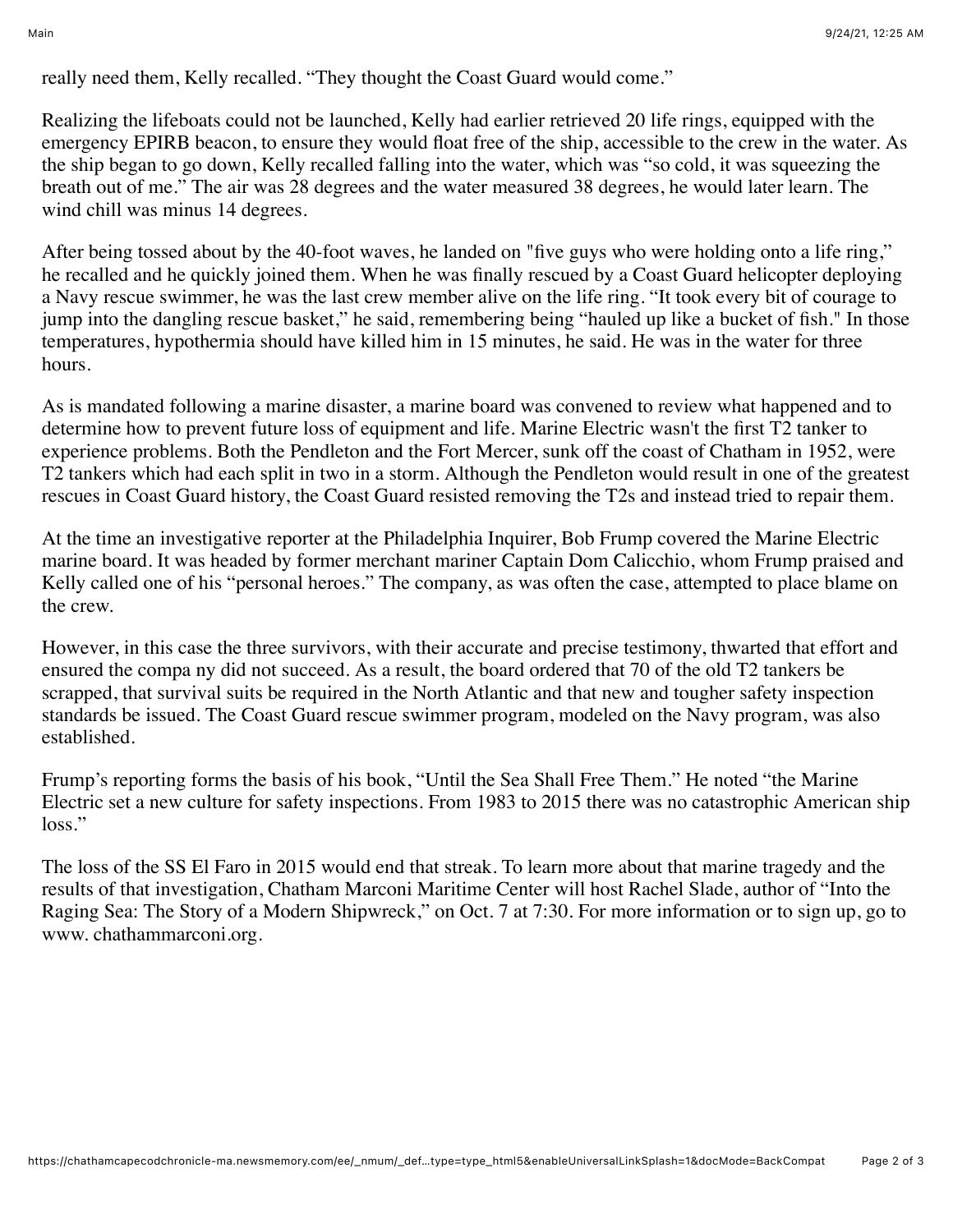really need them, Kelly recalled. "They thought the Coast Guard would come."

Realizing the lifeboats could not be launched, Kelly had earlier retrieved 20 life rings, equipped with the emergency EPIRB beacon, to ensure they would float free of the ship, accessible to the crew in the water. As the ship began to go down, Kelly recalled falling into the water, which was "so cold, it was squeezing the breath out of me." The air was 28 degrees and the water measured 38 degrees, he would later learn. The wind chill was minus 14 degrees.

After being tossed about by the 40-foot waves, he landed on "five guys who were holding onto a life ring," he recalled and he quickly joined them. When he was finally rescued by a Coast Guard helicopter deploying a Navy rescue swimmer, he was the last crew member alive on the life ring. "It took every bit of courage to jump into the dangling rescue basket," he said, remembering being "hauled up like a bucket of fish." In those temperatures, hypothermia should have killed him in 15 minutes, he said. He was in the water for three hours.

As is mandated following a marine disaster, a marine board was convened to review what happened and to determine how to prevent future loss of equipment and life. Marine Electric wasn't the first T2 tanker to experience problems. Both the Pendleton and the Fort Mercer, sunk off the coast of Chatham in 1952, were T2 tankers which had each split in two in a storm. Although the Pendleton would result in one of the greatest rescues in Coast Guard history, the Coast Guard resisted removing the T2s and instead tried to repair them.

At the time an investigative reporter at the Philadelphia Inquirer, Bob Frump covered the Marine Electric marine board. It was headed by former merchant mariner Captain Dom Calicchio, whom Frump praised and Kelly called one of his "personal heroes." The company, as was often the case, attempted to place blame on the crew.

However, in this case the three survivors, with their accurate and precise testimony, thwarted that effort and ensured the compa ny did not succeed. As a result, the board ordered that 70 of the old T2 tankers be scrapped, that survival suits be required in the North Atlantic and that new and tougher safety inspection standards be issued. The Coast Guard rescue swimmer program, modeled on the Navy program, was also established.

Frump's reporting forms the basis of his book, "Until the Sea Shall Free Them." He noted "the Marine Electric set a new culture for safety inspections. From 1983 to 2015 there was no catastrophic American ship loss."

The loss of the SS El Faro in 2015 would end that streak. To learn more about that marine tragedy and the results of that investigation, Chatham Marconi Maritime Center will host Rachel Slade, author of "Into the Raging Sea: The Story of a Modern Shipwreck," on Oct. 7 at 7:30. For more information or to sign up, go to www. chathammarconi.org.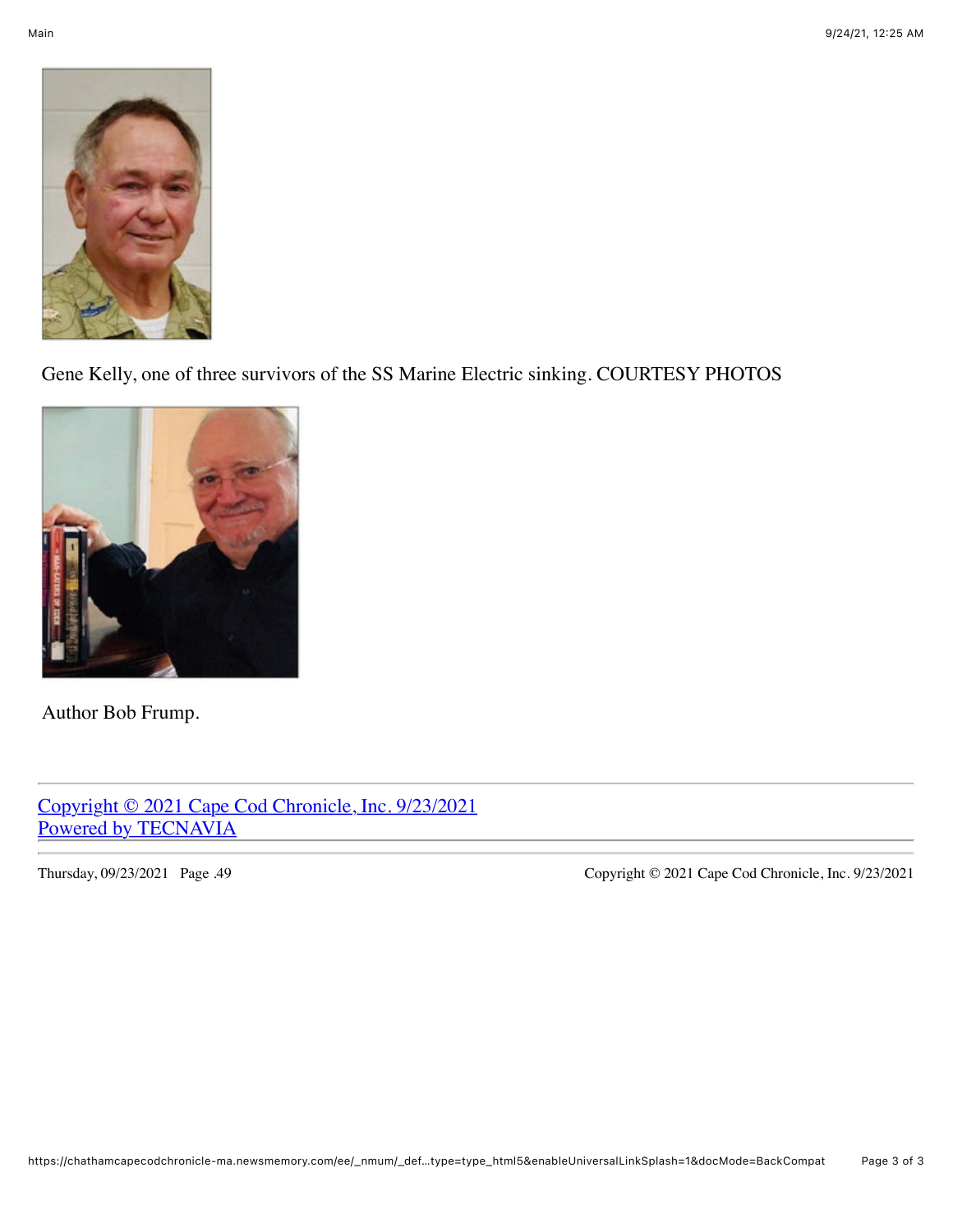Gene Kelly, one of three survivors of the SS Marine Electric sinking. COURTESY PHOTOS

Author Bob Frump.

Copyright © 2021 Cape Cod Chronicle, Inc. 9/23/2021
Powered by TECNAVIA

Thursday, 09/23/2021 Page .49

Copyright © 2021 Cape Cod Chronicle, Inc. 9/23/2021